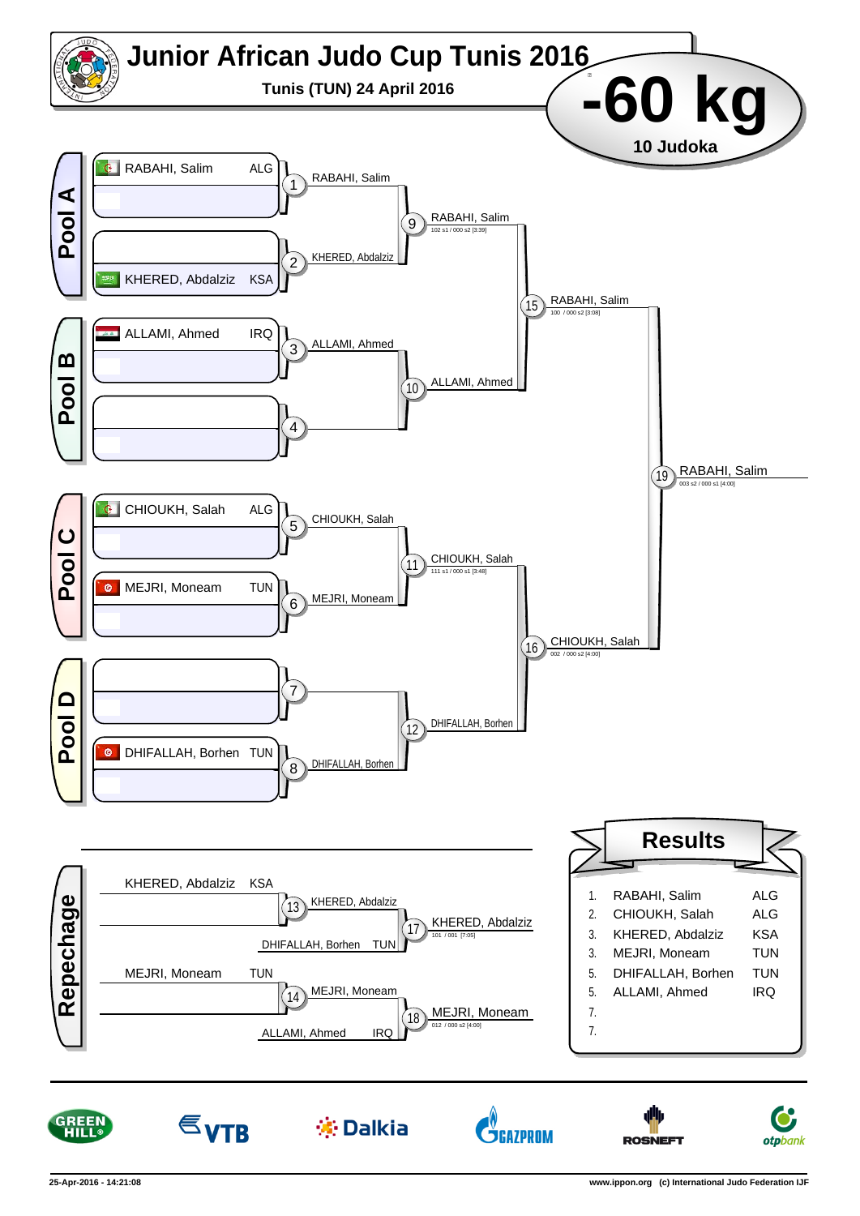# Junior African Judo Cup Tunis 2016

**Tunis (TUN) 24 April 2016**

# -60 kg

**10 Judoka**

## Pool A

- RABAHI, Salim ALG
- KHERED, Abdalziz KSA

1. RABAHI, Salim
2. KHERED, Abdalziz

9. RABAHI, Salim — 102 s1 / 000 s2 [3:39]

## Pool B

- ALLAMI, Ahmed IRQ

3. ALLAMI, Ahmed
4.

10. ALLAMI, Ahmed

15. RABAHI, Salim — 100 / 000 s2 [3:08]

## Pool C

- CHIOUKH, Salah ALG
- MEJRI, Moneam TUN

5. CHIOUKH, Salah
6. MEJRI, Moneam

11. CHIOUKH, Salah — 111 s1 / 000 s1 [3:48]

## Pool D

- DHIFALLAH, Borhen TUN

7.
8. DHIFALLAH, Borhen

12. DHIFALLAH, Borhen

16. CHIOUKH, Salah — 002 / 000 s2 [4:00]

19. RABAHI, Salim — 003 s2 / 000 s1 [4:00]

## Repechage

- KHERED, Abdalziz KSA
- 13. KHERED, Abdalziz
- DHIFALLAH, Borhen TUN
- 17. KHERED, Abdalziz — 101 / 001 [7:05]

- MEJRI, Moneam TUN
- 14. MEJRI, Moneam
- ALLAMI, Ahmed IRQ
- 18. MEJRI, Moneam — 012 / 000 s2 [4:00]

## Results

| Rank | Name | Country |
|---|---|---|
| 1. | RABAHI, Salim | ALG |
| 2. | CHIOUKH, Salah | ALG |
| 3. | KHERED, Abdalziz | KSA |
| 3. | MEJRI, Moneam | TUN |
| 5. | DHIFALLAH, Borhen | TUN |
| 5. | ALLAMI, Ahmed | IRQ |
| 7. | | |
| 7. | | |

GREEN HILL · VTB · Dalkia · GAZPROM · ROSNEFT · otpbank

25-Apr-2016 - 14:21:08 — www.ippon.org (c) International Judo Federation IJF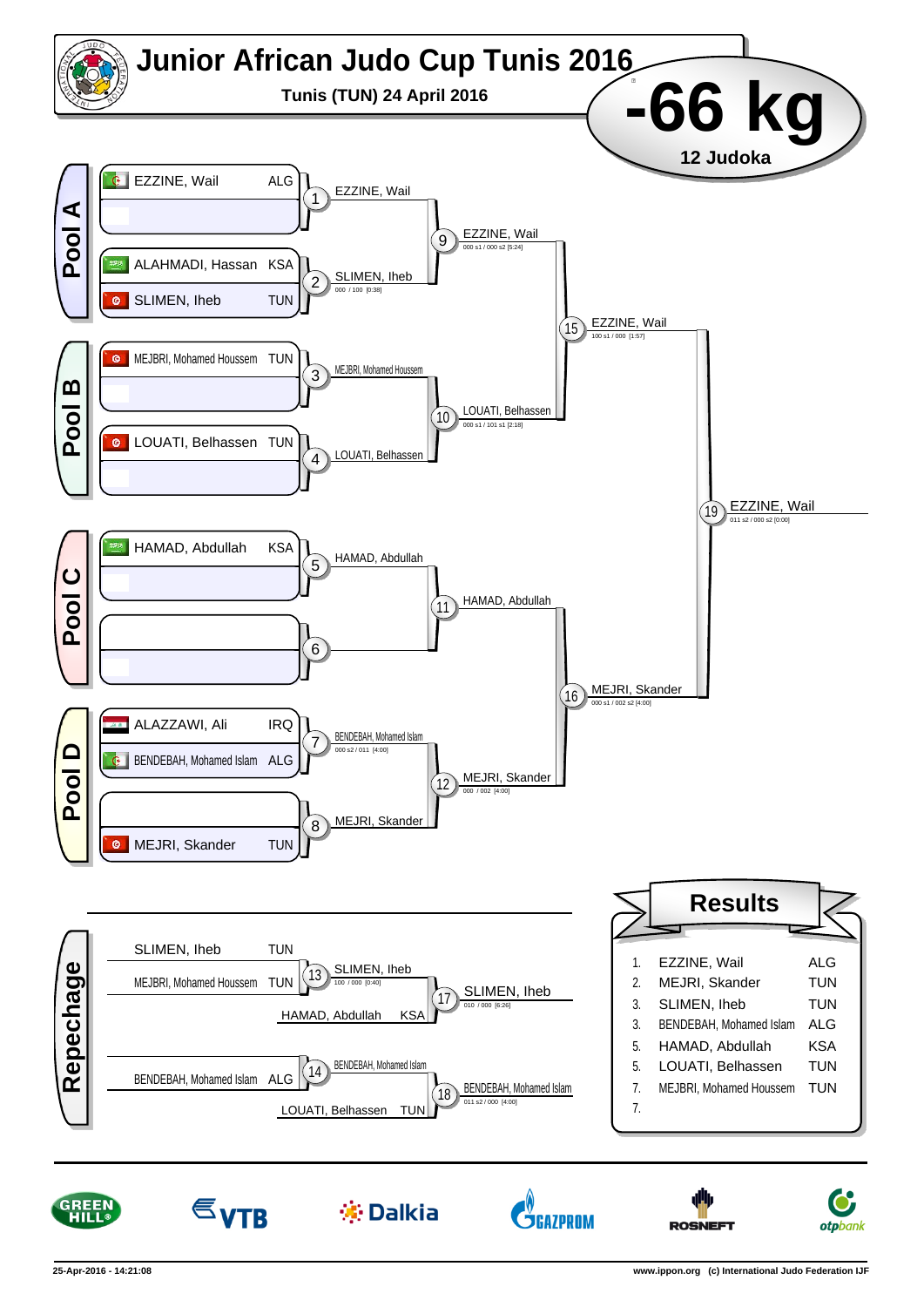# Junior African Judo Cup Tunis 2016

**Tunis (TUN) 24 April 2016**

# -66 kg

**12 Judoka**

## Pool A

| Athlete | Country |
|---|---|
| EZZINE, Wail | ALG |
| | |
| ALAHMADI, Hassan | KSA |
| SLIMEN, Iheb | TUN |

- Contest 1: EZZINE, Wail
- Contest 2: SLIMEN, Iheb — 000 / 100 [0:38]
- Contest 9: EZZINE, Wail — 000 s1 / 000 s2 [5:24]

## Pool B

| Athlete | Country |
|---|---|
| MEJBRI, Mohamed Houssem | TUN |
| | |
| LOUATI, Belhassen | TUN |
| | |

- Contest 3: MEJBRI, Mohamed Houssem
- Contest 4: LOUATI, Belhassen
- Contest 10: LOUATI, Belhassen — 000 s1 / 101 s1 [2:18]

## Pool C

| Athlete | Country |
|---|---|
| HAMAD, Abdullah | KSA |
| | |
| | |
| | |

- Contest 5: HAMAD, Abdullah
- Contest 6:
- Contest 11: HAMAD, Abdullah

## Pool D

| Athlete | Country |
|---|---|
| ALAZZAWI, Ali | IRQ |
| BENDEBAH, Mohamed Islam | ALG |
| | |
| MEJRI, Skander | TUN |

- Contest 7: BENDEBAH, Mohamed Islam — 000 s2 / 011 [4:00]
- Contest 8: MEJRI, Skander
- Contest 12: MEJRI, Skander — 000 / 002 [4:00]

## Semi-finals and Final

- Contest 15: EZZINE, Wail — 100 s1 / 000 [1:57]
- Contest 16: MEJRI, Skander — 000 s1 / 002 s2 [4:00]
- Contest 19: EZZINE, Wail — 011 s2 / 000 s2 [0:00]

## Repechage

- Contest 13: SLIMEN, Iheb (TUN) vs MEJBRI, Mohamed Houssem (TUN) — SLIMEN, Iheb — 100 / 000 [0:40]
- Contest 17: SLIMEN, Iheb vs HAMAD, Abdullah (KSA) — SLIMEN, Iheb — 010 / 000 [6:26]
- Contest 14: BENDEBAH, Mohamed Islam (ALG) — BENDEBAH, Mohamed Islam
- Contest 18: BENDEBAH, Mohamed Islam vs LOUATI, Belhassen (TUN) — BENDEBAH, Mohamed Islam — 011 s2 / 000 [4:00]

## Results

| Place | Name | Country |
|---|---|---|
| 1. | EZZINE, Wail | ALG |
| 2. | MEJRI, Skander | TUN |
| 3. | SLIMEN, Iheb | TUN |
| 3. | BENDEBAH, Mohamed Islam | ALG |
| 5. | HAMAD, Abdullah | KSA |
| 5. | LOUATI, Belhassen | TUN |
| 7. | MEJBRI, Mohamed Houssem | TUN |
| 7. | | |

GREEN HILL · VTB · Dalkia · GAZPROM · ROSNEFT · otpbank

25-Apr-2016 - 14:21:08 — www.ippon.org (c) International Judo Federation IJF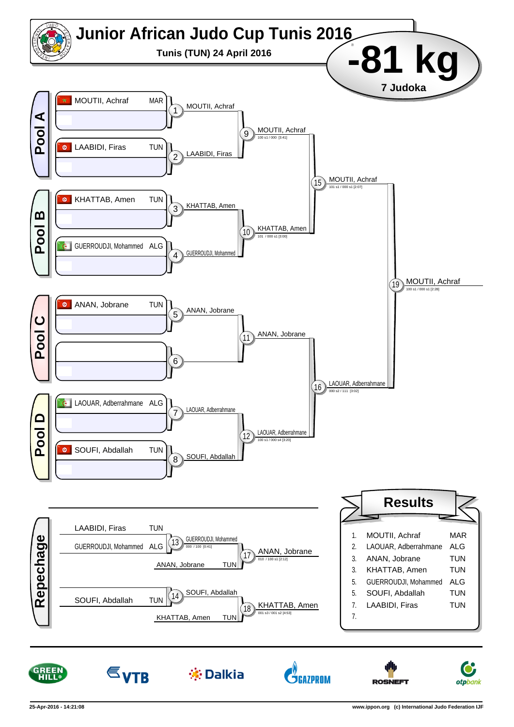# Junior African Judo Cup Tunis 2016

**Tunis (TUN) 24 April 2016**

# -81 kg

**7 Judoka**

## Pool A

- MOUTII, Achraf — MAR
- LAABIDI, Firas — TUN

## Pool B

- KHATTAB, Amen — TUN
- GUERROUDJI, Mohammed — ALG

## Pool C

- ANAN, Jobrane — TUN

## Pool D

- LAOUAR, Adberrahmane — ALG
- SOUFI, Abdallah — TUN

## Main Draw

| Contest | Winner | Score |
|---|---|---|
| 1 | MOUTII, Achraf | |
| 2 | LAABIDI, Firas | |
| 3 | KHATTAB, Amen | |
| 4 | GUERROUDJI, Mohammed | |
| 5 | ANAN, Jobrane | |
| 6 | | |
| 7 | LAOUAR, Adberrahmane | |
| 8 | SOUFI, Abdallah | |
| 9 | MOUTII, Achraf | 100 s1 / 000 [3:41] |
| 10 | KHATTAB, Amen | 101 / 000 s1 [3:00] |
| 11 | ANAN, Jobrane | |
| 12 | LAOUAR, Adberrahmane | 100 s1 / 000 s4 [3:20] |
| 15 | MOUTII, Achraf | 101 s1 / 000 s1 [2:07] |
| 16 | LAOUAR, Adberrahmane | 000 s2 / 111 [3:02] |
| 19 | MOUTII, Achraf | 100 s1 / 000 s1 [2:28] |

## Repechage

| Contest | Competitors | Winner | Score |
|---|---|---|---|
| 13 | LAABIDI, Firas (TUN) vs GUERROUDJI, Mohammed (ALG) | GUERROUDJI, Mohammed | 000 / 100 [0:41] |
| 17 | GUERROUDJI, Mohammed vs ANAN, Jobrane (TUN) | ANAN, Jobrane | 010 / 100 s1 [2:12] |
| 14 | SOUFI, Abdallah (TUN) | SOUFI, Abdallah | |
| 18 | SOUFI, Abdallah vs KHATTAB, Amen (TUN) | KHATTAB, Amen | 001 s3 / 001 s2 [4:53] |

## Results

| Rank | Name | Country |
|---|---|---|
| 1. | MOUTII, Achraf | MAR |
| 2. | LAOUAR, Adberrahmane | ALG |
| 3. | ANAN, Jobrane | TUN |
| 3. | KHATTAB, Amen | TUN |
| 5. | GUERROUDJI, Mohammed | ALG |
| 5. | SOUFI, Abdallah | TUN |
| 7. | LAABIDI, Firas | TUN |
| 7. | | |

GREEN HILL · VTB · Dalkia · GAZPROM · ROSNEFT · otpbank

25-Apr-2016 - 14:21:08 — www.ippon.org (c) International Judo Federation IJF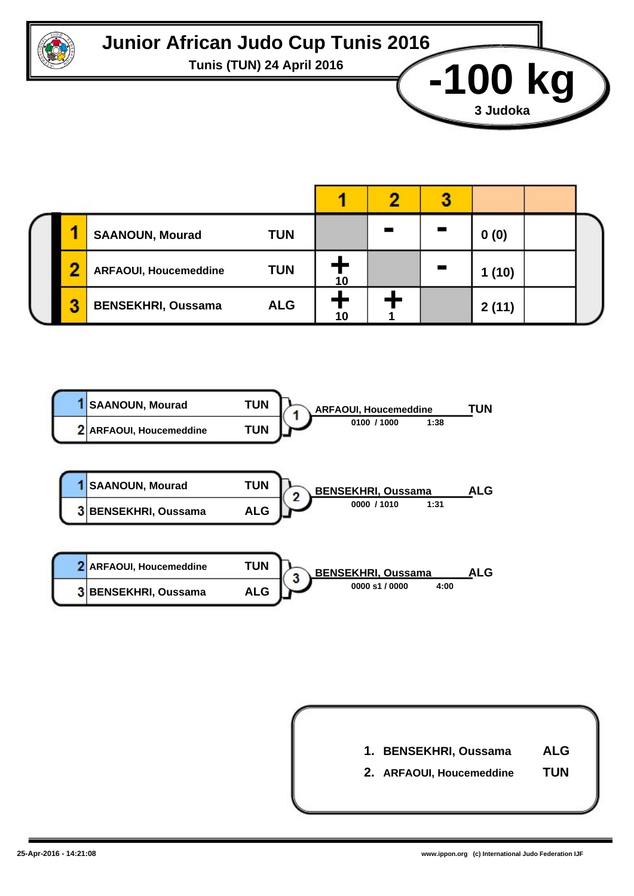# Junior African Judo Cup Tunis 2016

**Tunis (TUN) 24 April 2016**

## -100 kg

**3 Judoka**

| # | Name | Nation | 1 | 2 | 3 | | |
|---|---|---|---|---|---|---|---|
| 1 | SAANOUN, Mourad | TUN | | - | - | 0 (0) | |
| 2 | ARFAOUI, Houcemeddine | TUN | + 10 | | - | 1 (10) | |
| 3 | BENSEKHRI, Oussama | ALG | + 10 | + 1 | | 2 (11) | |

| Contest | Competitors | Nation | Winner | Nation | Score | Time |
|---|---|---|---|---|---|---|
| 1 | 1 SAANOUN, Mourad | TUN | ARFAOUI, Houcemeddine | TUN | 0100 / 1000 | 1:38 |
| | 2 ARFAOUI, Houcemeddine | TUN | | | | |
| 2 | 1 SAANOUN, Mourad | TUN | BENSEKHRI, Oussama | ALG | 0000 / 1010 | 1:31 |
| | 3 BENSEKHRI, Oussama | ALG | | | | |
| 3 | 2 ARFAOUI, Houcemeddine | TUN | BENSEKHRI, Oussama | ALG | 0000 s1 / 0000 | 4:00 |
| | 3 BENSEKHRI, Oussama | ALG | | | | |

1. **BENSEKHRI, Oussama** ALG
2. **ARFAOUI, Houcemeddine** TUN

25-Apr-2016 - 14:21:08

www.ippon.org (c) International Judo Federation IJF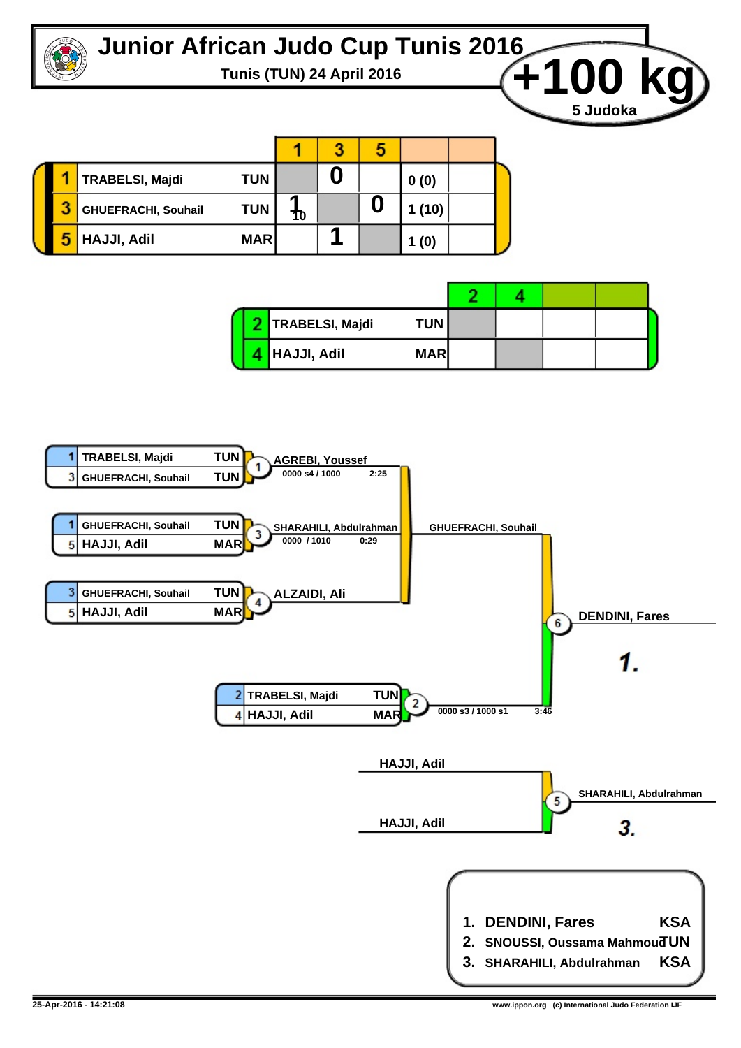# Junior African Judo Cup Tunis 2016

**Tunis (TUN) 24 April 2016**

**+100 kg**

**5 Judoka**

| | | | 1 | 3 | 5 | | |
|---|---|---|---|---|---|---|---|
| 1 | TRABELSI, Majdi | TUN | | 0 | | 0 (0) | |
| 3 | GHUEFRACHI, Souhail | TUN | 1 10 | | 0 | 1 (10) | |
| 5 | HAJJI, Adil | MAR | | 1 | | 1 (0) | |

| | | | 2 | 4 | | |
|---|---|---|---|---|---|---|
| 2 | TRABELSI, Majdi | TUN | | | | |
| 4 | HAJJI, Adil | MAR | | | | |

1 TRABELSI, Majdi TUN
3 GHUEFRACHI, Souhail TUN
(1) AGREBI, Youssef — 0000 s4 / 1000 — 2:25

1 GHUEFRACHI, Souhail TUN
5 HAJJI, Adil MAR
(3) SHARAHILI, Abdulrahman — 0000 / 1010 — 0:29

3 GHUEFRACHI, Souhail TUN
5 HAJJI, Adil MAR
(4) ALZAIDI, Ali

GHUEFRACHI, Souhail

2 TRABELSI, Majdi TUN
4 HAJJI, Adil MAR
(2) 0000 s3 / 1000 s1 — 3:46

(6) DENDINI, Fares

**1.**

HAJJI, Adil

HAJJI, Adil

(5) SHARAHILI, Abdulrahman

**3.**

| | | |
|---|---|---|
| 1. | DENDINI, Fares | KSA |
| 2. | SNOUSSI, Oussama Mahmoud | TUN |
| 3. | SHARAHILI, Abdulrahman | KSA |

25-Apr-2016 - 14:21:08

www.ippon.org (c) International Judo Federation IJF